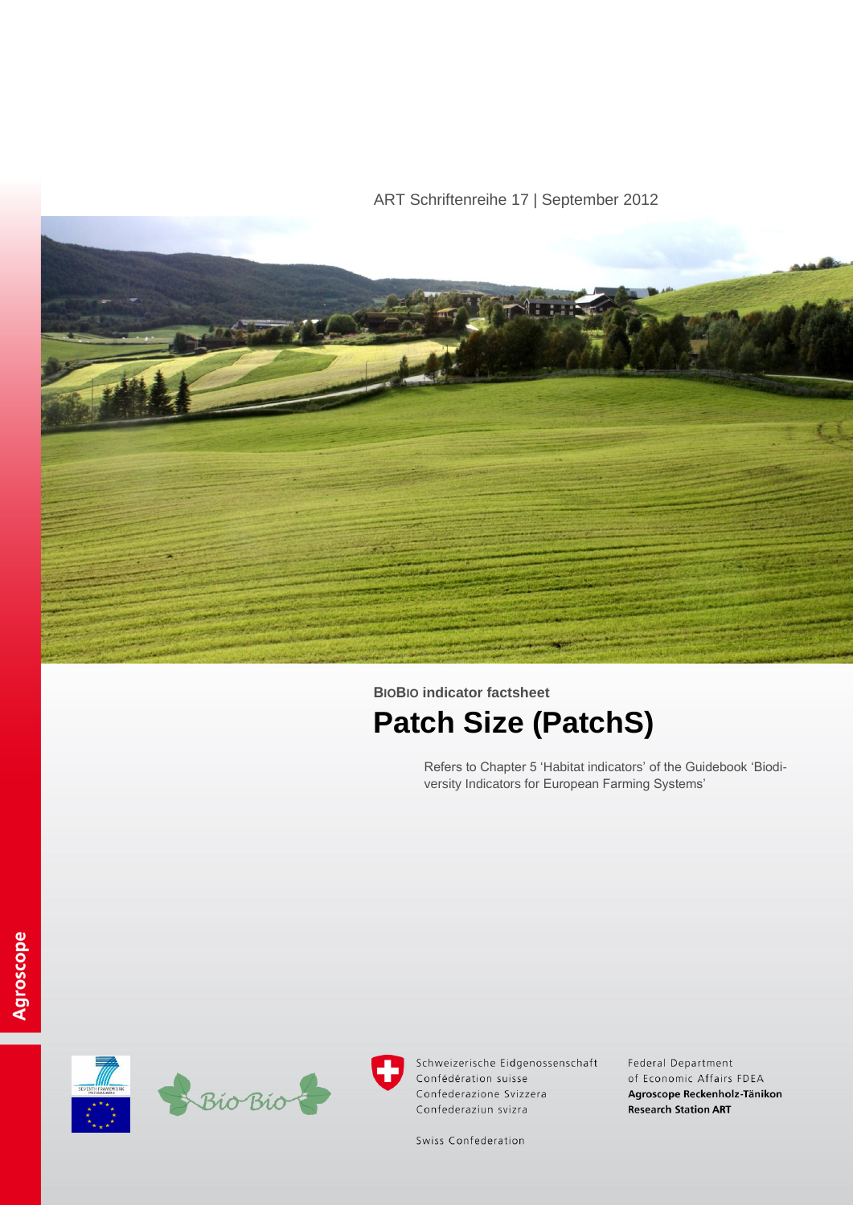ART Schriftenreihe 17 | September 2012

**BioBio indicator factsheet**

# Patch Size (PatchS)

Refers to Chapter 5 'Habitat indicators' of the Guidebook 'Biodiversity Indicators for European Farming Systems'

Agroscope

Schweizerische Eidgenossenschaft
Confédération suisse
Confederazione Svizzera
Confederaziun svizra

Swiss Confederation

Federal Department of Economic Affairs FDEA
**Agroscope Reckenholz-Tänikon Research Station ART**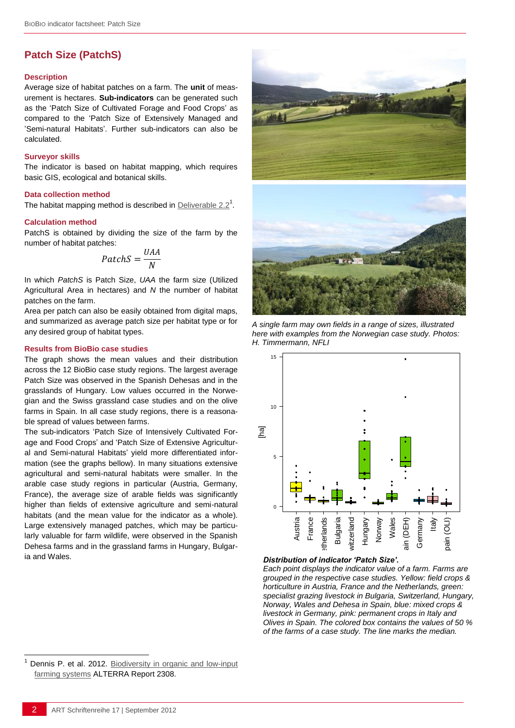## Patch Size (PatchS)

### Description

Average size of habitat patches on a farm. The **unit** of measurement is hectares. **Sub-indicators** can be generated such as the 'Patch Size of Cultivated Forage and Food Crops' as compared to the 'Patch Size of Extensively Managed and 'Semi-natural Habitats'. Further sub-indicators can also be calculated.

### Surveyor skills

The indicator is based on habitat mapping, which requires basic GIS, ecological and botanical skills.

### Data collection method

The habitat mapping method is described in Deliverable 2.2[1].

### Calculation method

PatchS is obtained by dividing the size of the farm by the number of habitat patches:

$$PatchS = \frac{UAA}{N}$$

In which *PatchS* is Patch Size, *UAA* the farm size (Utilized Agricultural Area in hectares) and *N* the number of habitat patches on the farm.

Area per patch can also be easily obtained from digital maps, and summarized as average patch size per habitat type or for any desired group of habitat types.

### Results from BioBio case studies

The graph shows the mean values and their distribution across the 12 BioBio case study regions. The largest average Patch Size was observed in the Spanish Dehesas and in the grasslands of Hungary. Low values occurred in the Norwegian and the Swiss grassland case studies and on the olive farms in Spain. In all case study regions, there is a reasonable spread of values between farms.

The sub-indicators 'Patch Size of Intensively Cultivated Forage and Food Crops' and 'Patch Size of Extensive Agricultural and Semi-natural Habitats' yield more differentiated information (see the graphs bellow). In many situations extensive agricultural and semi-natural habitats were smaller. In the arable case study regions in particular (Austria, Germany, France), the average size of arable fields was significantly higher than fields of extensive agriculture and semi-natural habitats (and the mean value for the indicator as a whole). Large extensively managed patches, which may be particularly valuable for farm wildlife, were observed in the Spanish Dehesa farms and in the grassland farms in Hungary, Bulgaria and Wales.

*A single farm may own fields in a range of sizes, illustrated here with examples from the Norwegian case study. Photos: H. Timmermann, NFLI*

***Distribution of indicator 'Patch Size'.***

*Each point displays the indicator value of a farm. Farms are grouped in the respective case studies. Yellow: field crops & horticulture in Austria, France and the Netherlands, green: specialist grazing livestock in Bulgaria, Switzerland, Hungary, Norway, Wales and Dehesa in Spain, blue: mixed crops & livestock in Germany, pink: permanent crops in Italy and Olives in Spain. The colored box contains the values of 50 % of the farms of a case study. The line marks the median.*

---

[1] Dennis P. et al. 2012. Biodiversity in organic and low-input farming systems ALTERRA Report 2308.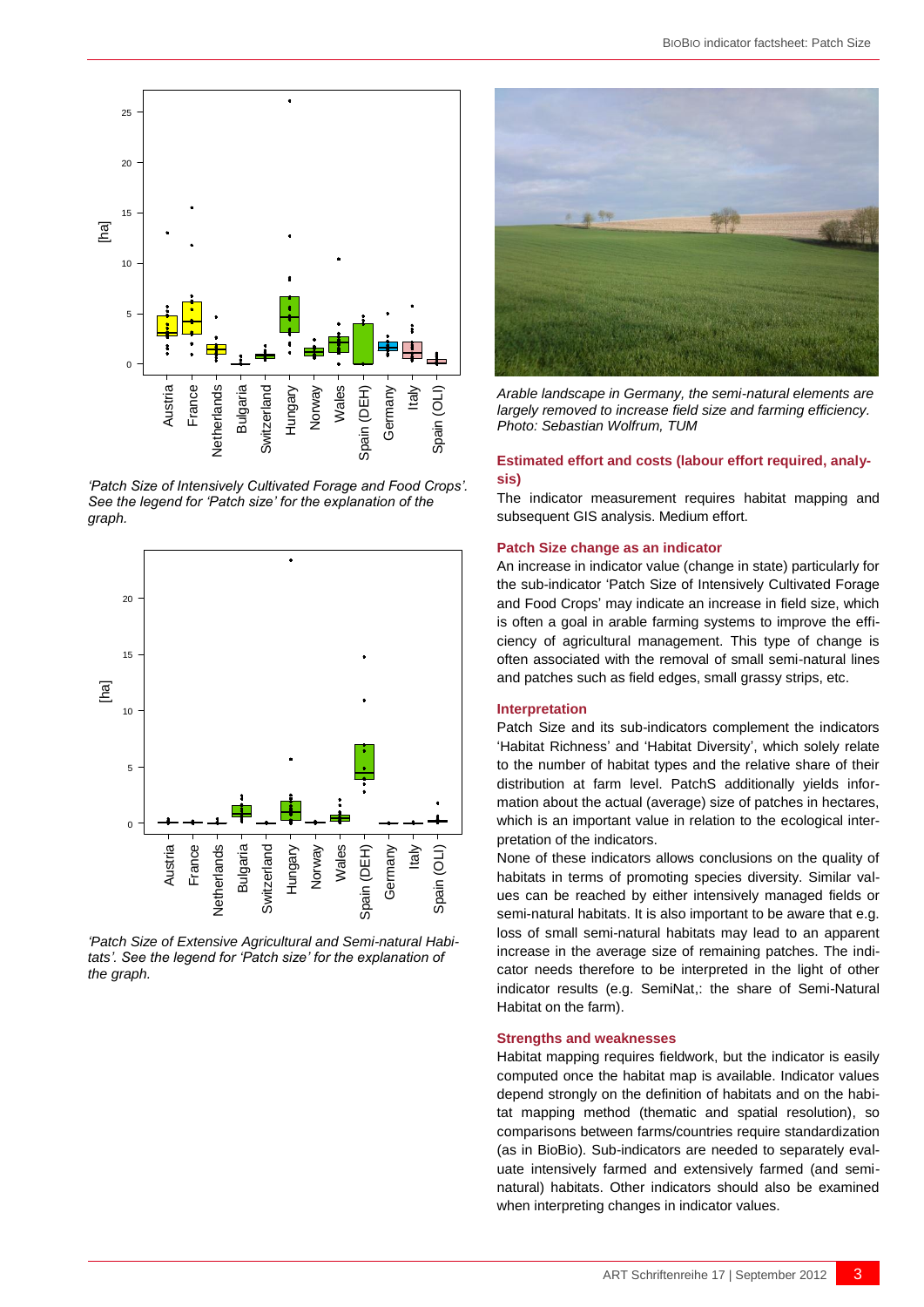*'Patch Size of Intensively Cultivated Forage and Food Crops'. See the legend for 'Patch size' for the explanation of the graph.*

*'Patch Size of Extensive Agricultural and Semi-natural Habitats'. See the legend for 'Patch size' for the explanation of the graph.*

*Arable landscape in Germany, the semi-natural elements are largely removed to increase field size and farming efficiency. Photo: Sebastian Wolfrum, TUM*

### Estimated effort and costs (labour effort required, analysis)

The indicator measurement requires habitat mapping and subsequent GIS analysis. Medium effort.

### Patch Size change as an indicator

An increase in indicator value (change in state) particularly for the sub-indicator 'Patch Size of Intensively Cultivated Forage and Food Crops' may indicate an increase in field size, which is often a goal in arable farming systems to improve the efficiency of agricultural management. This type of change is often associated with the removal of small semi-natural lines and patches such as field edges, small grassy strips, etc.

### Interpretation

Patch Size and its sub-indicators complement the indicators 'Habitat Richness' and 'Habitat Diversity', which solely relate to the number of habitat types and the relative share of their distribution at farm level. PatchS additionally yields information about the actual (average) size of patches in hectares, which is an important value in relation to the ecological interpretation of the indicators.

None of these indicators allows conclusions on the quality of habitats in terms of promoting species diversity. Similar values can be reached by either intensively managed fields or semi-natural habitats. It is also important to be aware that e.g. loss of small semi-natural habitats may lead to an apparent increase in the average size of remaining patches. The indicator needs therefore to be interpreted in the light of other indicator results (e.g. SemiNat,: the share of Semi-Natural Habitat on the farm).

### Strengths and weaknesses

Habitat mapping requires fieldwork, but the indicator is easily computed once the habitat map is available. Indicator values depend strongly on the definition of habitats and on the habitat mapping method (thematic and spatial resolution), so comparisons between farms/countries require standardization (as in BioBio). Sub-indicators are needed to separately evaluate intensively farmed and extensively farmed (and semi-natural) habitats. Other indicators should also be examined when interpreting changes in indicator values.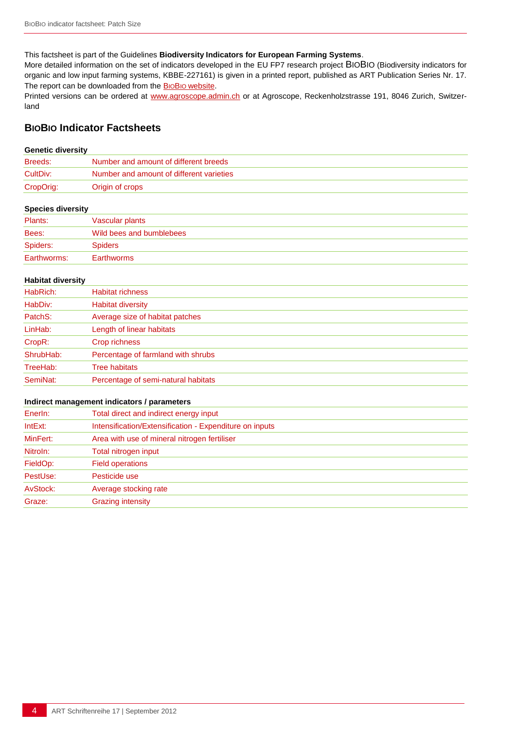This factsheet is part of the Guidelines **Biodiversity Indicators for European Farming Systems**.
More detailed information on the set of indicators developed in the EU FP7 research project BIOBIO (Biodiversity indicators for organic and low input farming systems, KBBE-227161) is given in a printed report, published as ART Publication Series Nr. 17. The report can be downloaded from the BIOBIO website.
Printed versions can be ordered at www.agroscope.admin.ch or at Agroscope, Reckenholzstrasse 191, 8046 Zurich, Switzerland

## BIOBIO Indicator Factsheets

**Genetic diversity**

| | |
|---|---|
| Breeds: | Number and amount of different breeds |
| CultDiv: | Number and amount of different varieties |
| CropOrig: | Origin of crops |

**Species diversity**

| | |
|---|---|
| Plants: | Vascular plants |
| Bees: | Wild bees and bumblebees |
| Spiders: | Spiders |
| Earthworms: | Earthworms |

**Habitat diversity**

| | |
|---|---|
| HabRich: | Habitat richness |
| HabDiv: | Habitat diversity |
| PatchS: | Average size of habitat patches |
| LinHab: | Length of linear habitats |
| CropR: | Crop richness |
| ShrubHab: | Percentage of farmland with shrubs |
| TreeHab: | Tree habitats |
| SemiNat: | Percentage of semi-natural habitats |

**Indirect management indicators / parameters**

| | |
|---|---|
| EnerIn: | Total direct and indirect energy input |
| IntExt: | Intensification/Extensification - Expenditure on inputs |
| MinFert: | Area with use of mineral nitrogen fertiliser |
| NitroIn: | Total nitrogen input |
| FieldOp: | Field operations |
| PestUse: | Pesticide use |
| AvStock: | Average stocking rate |
| Graze: | Grazing intensity |